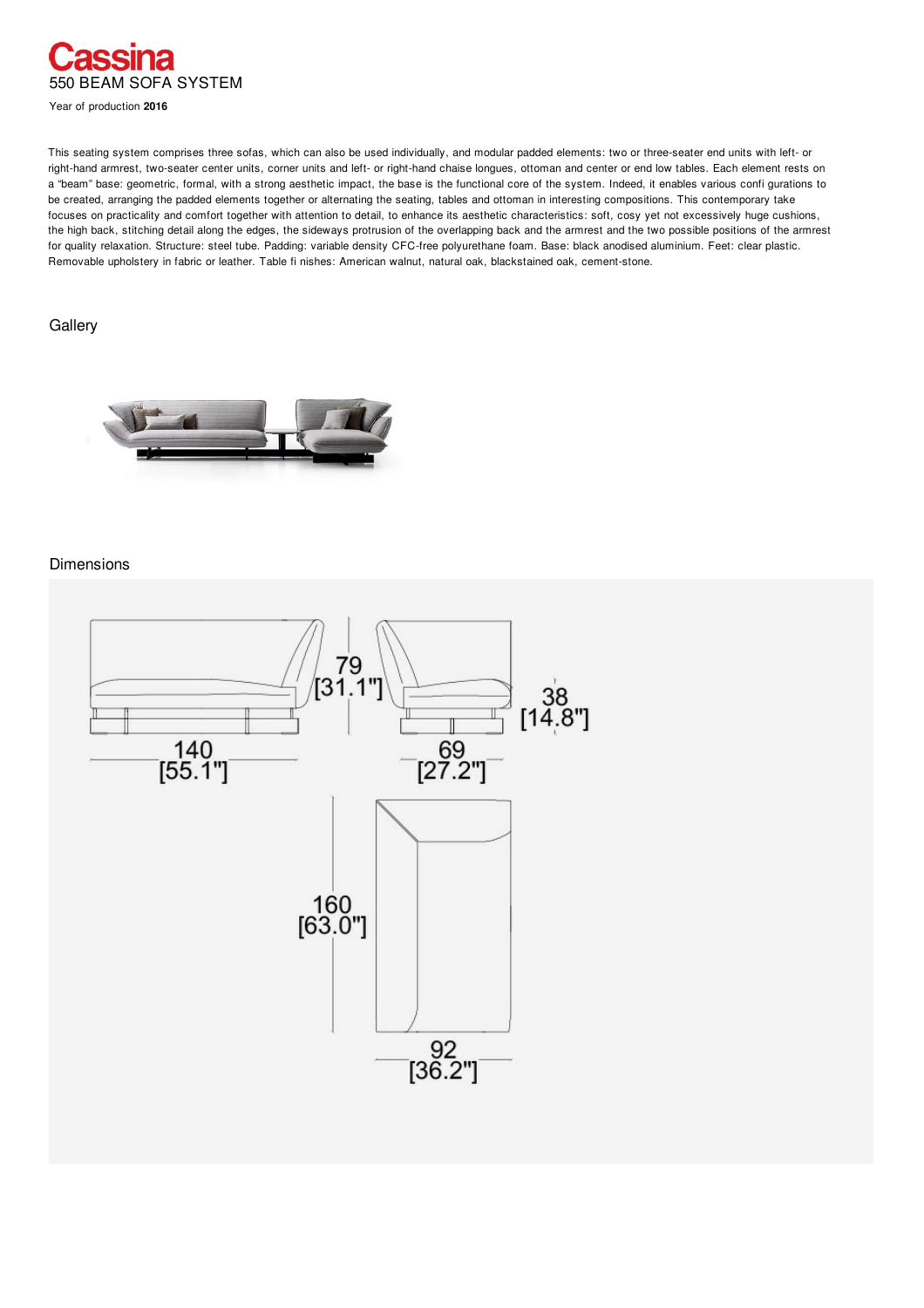# Cassina

550 BEAM SOFA SYSTEM

Year of production **2016**

This seating system comprises three sofas, which can also be used individually, and modular padded elements: two or three-seater end units with left- or right-hand armrest, two-seater center units, corner units and left- or right-hand chaise longues, ottoman and center or end low tables. Each element rests on a "beam" base: geometric, formal, with a strong aesthetic impact, the base is the functional core of the system. Indeed, it enables various confi gurations to be created, arranging the padded elements together or alternating the seating, tables and ottoman in interesting compositions. This contemporary take focuses on practicality and comfort together with attention to detail, to enhance its aesthetic characteristics: soft, cosy yet not excessively huge cushions, the high back, stitching detail along the edges, the sideways protrusion of the overlapping back and the armrest and the two possible positions of the armrest for quality relaxation. Structure: steel tube. Padding: variable density CFC-free polyurethane foam. Base: black anodised aluminium. Feet: clear plastic. Removable upholstery in fabric or leather. Table fi nishes: American walnut, natural oak, blackstained oak, cement-stone.

## Gallery

## Dimensions

140 [55.1"]

79 [31.1"]

69 [27.2"]

38 [14.8"]

160 [63.0"]

92 [36.2"]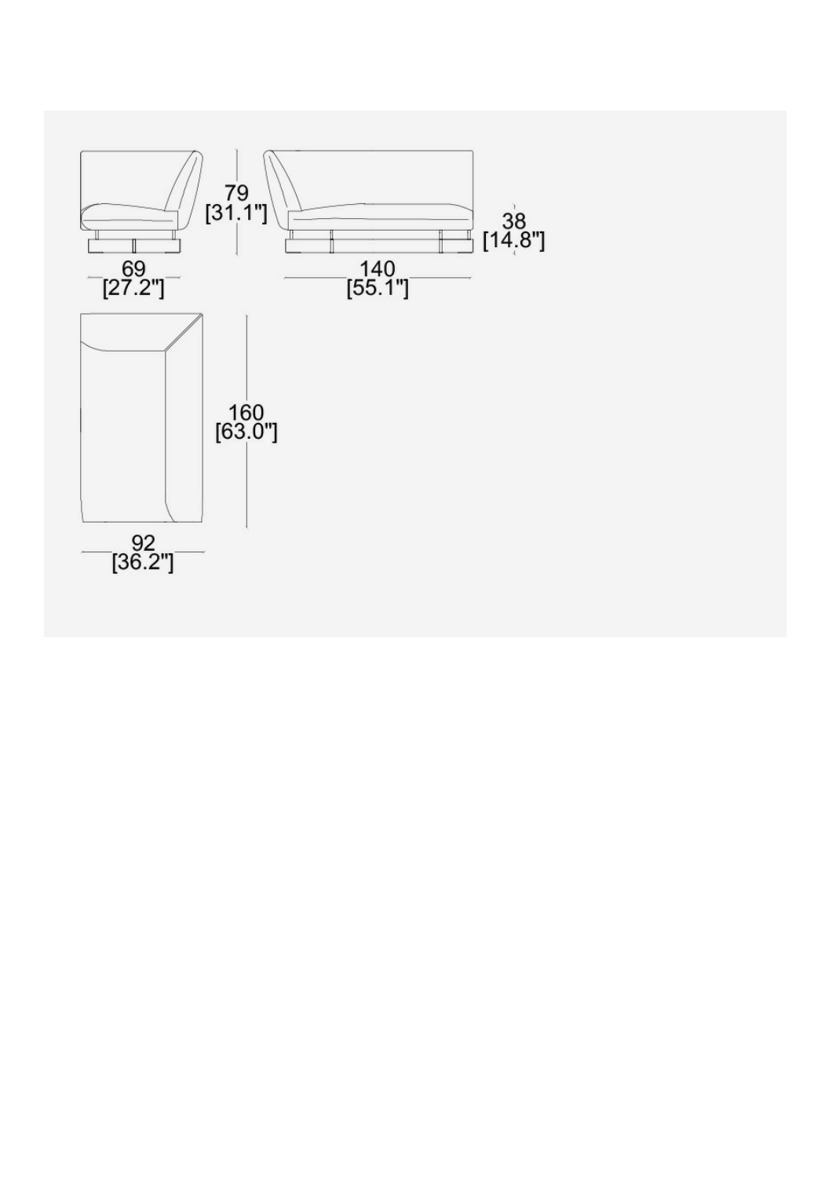79
[31.1"]

38
[14.8"]

69
[27.2"]

140
[55.1"]

160
[63.0"]

92
[36.2"]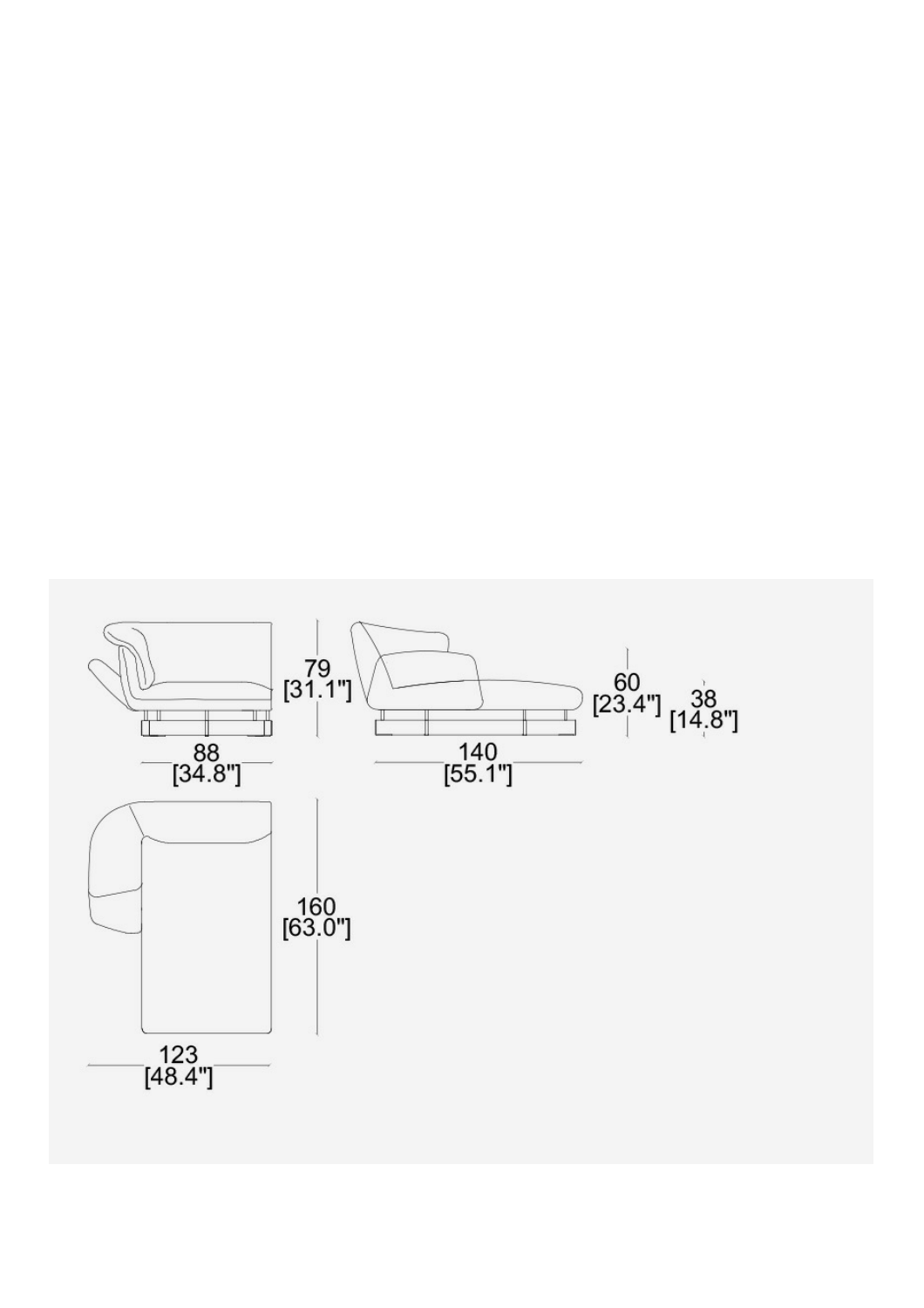79
[31.1"]

60
[23.4"]

38
[14.8"]

88
[34.8"]

140
[55.1"]

160
[63.0"]

123
[48.4"]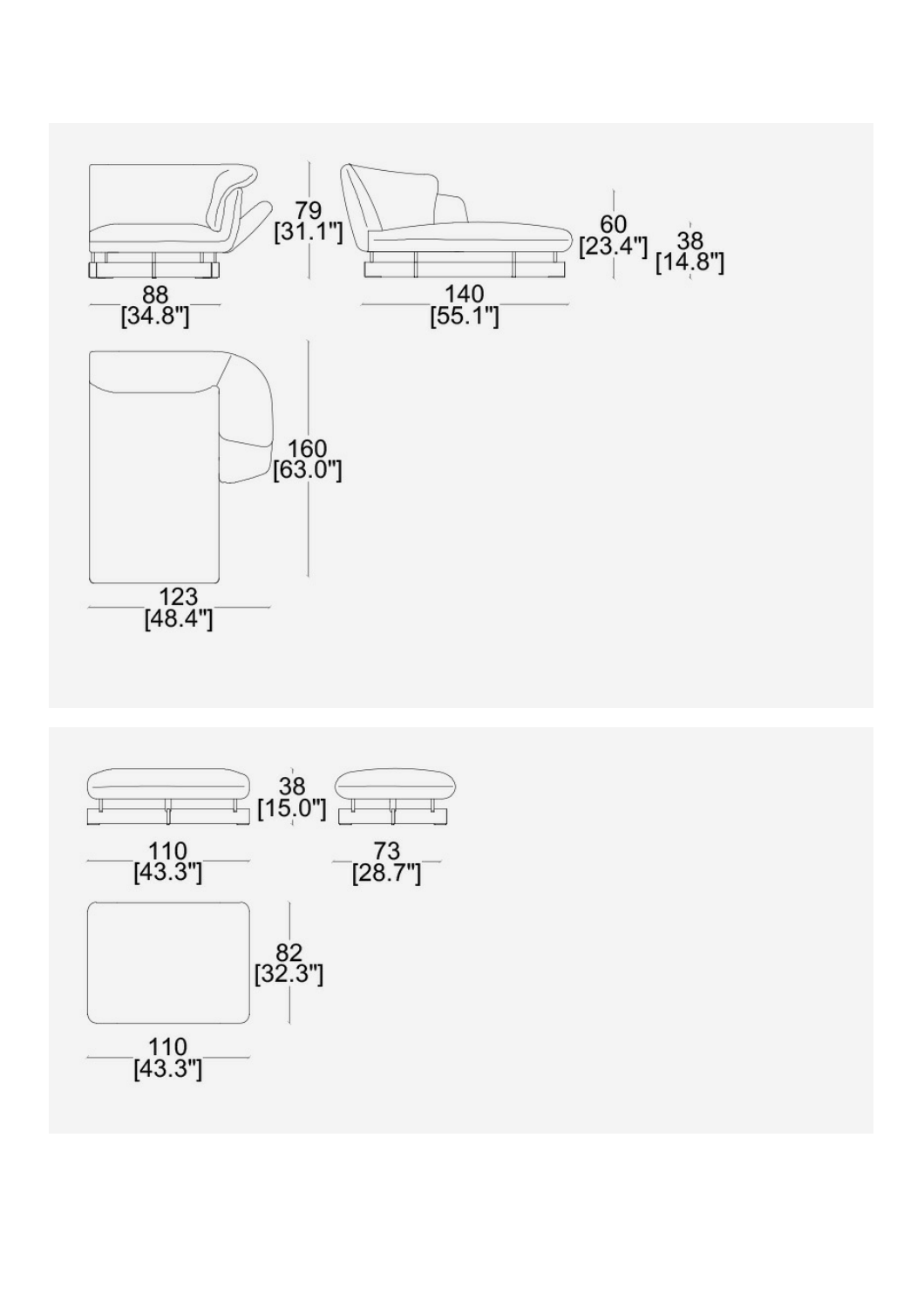79
[31.1"]

88
[34.8"]

60
[23.4"]

38
[14.8"]

140
[55.1"]

160
[63.0"]

123
[48.4"]

38
[15.0"]

110
[43.3"]

73
[28.7"]

82
[32.3"]

110
[43.3"]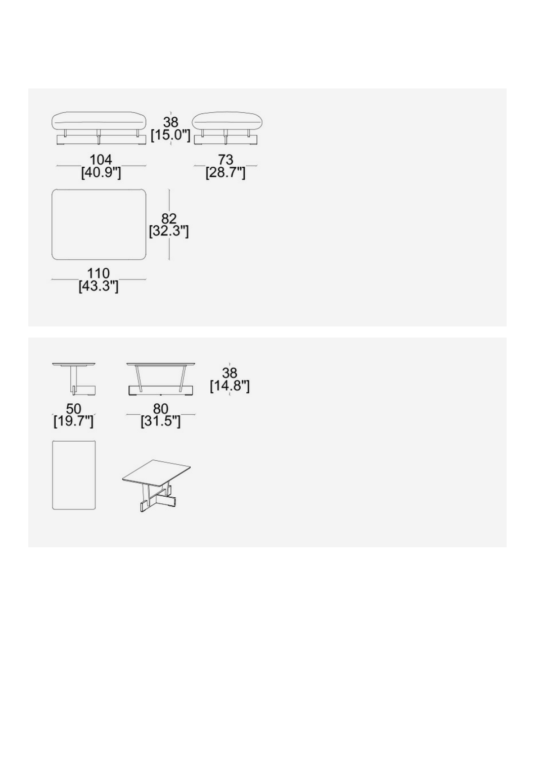38
[15.0"]

104
[40.9"]

73
[28.7"]

82
[32.3"]

110
[43.3"]

38
[14.8"]

50
[19.7"]

80
[31.5"]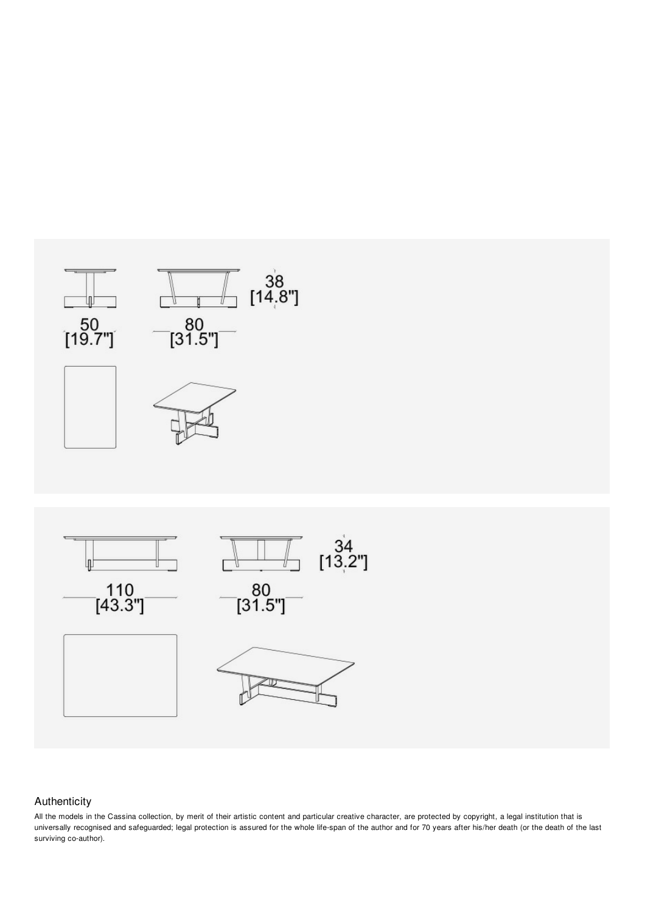50
[19.7"]

80
[31.5"]

38
[14.8"]

110
[43.3"]

80
[31.5"]

34
[13.2"]

## Authenticity

All the models in the Cassina collection, by merit of their artistic content and particular creative character, are protected by copyright, a legal institution that is universally recognised and safeguarded; legal protection is assured for the whole life-span of the author and for 70 years after his/her death (or the death of the last surviving co-author).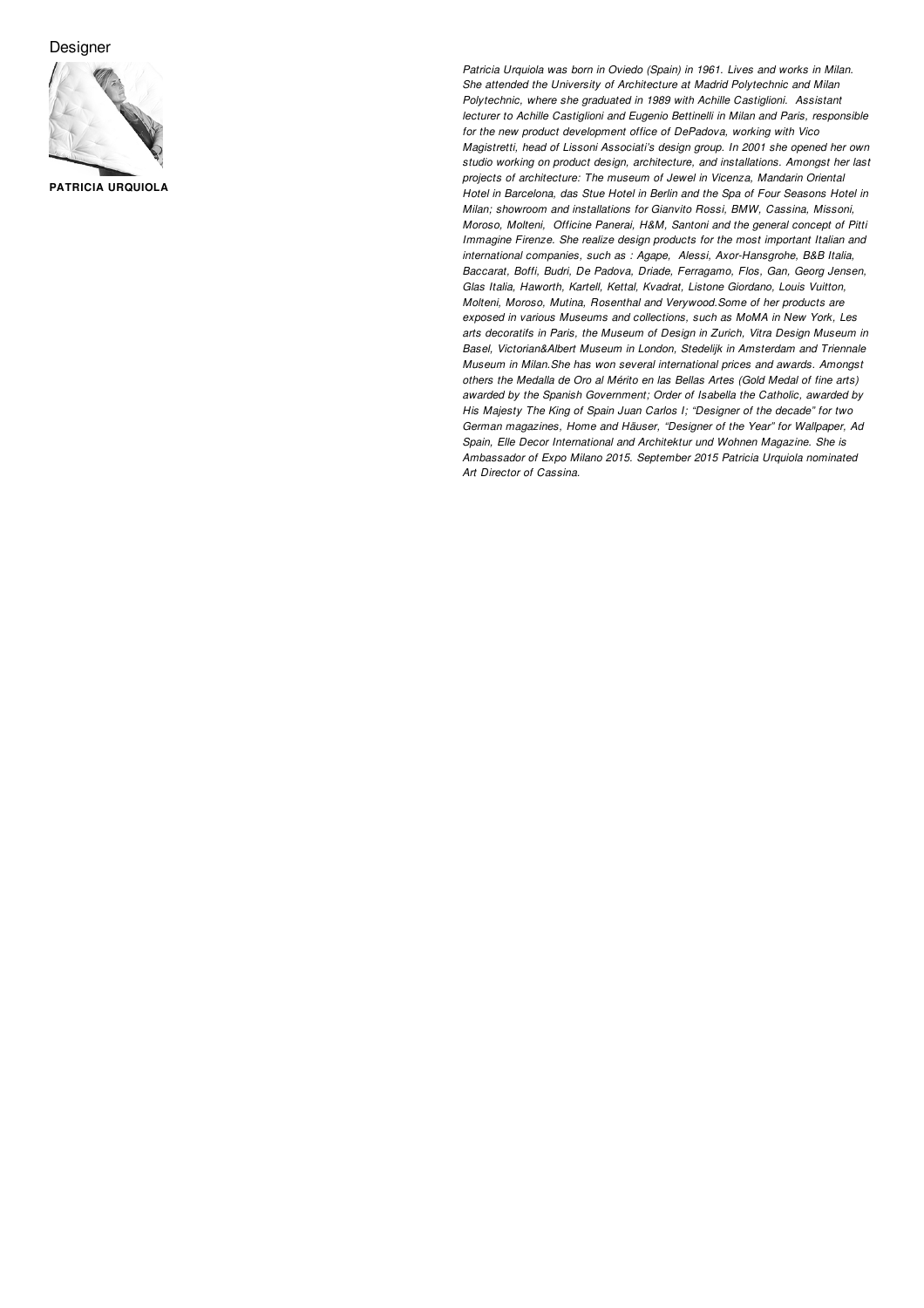# Designer

**PATRICIA URQUIOLA**

*Patricia Urquiola was born in Oviedo (Spain) in 1961. Lives and works in Milan. She attended the University of Architecture at Madrid Polytechnic and Milan Polytechnic, where she graduated in 1989 with Achille Castiglioni. Assistant lecturer to Achille Castiglioni and Eugenio Bettinelli in Milan and Paris, responsible for the new product development office of DePadova, working with Vico Magistretti, head of Lissoni Associati's design group. In 2001 she opened her own studio working on product design, architecture, and installations. Amongst her last projects of architecture: The museum of Jewel in Vicenza, Mandarin Oriental Hotel in Barcelona, das Stue Hotel in Berlin and the Spa of Four Seasons Hotel in Milan; showroom and installations for Gianvito Rossi, BMW, Cassina, Missoni, Moroso, Molteni, Officine Panerai, H&M, Santoni and the general concept of Pitti Immagine Firenze. She realize design products for the most important Italian and international companies, such as : Agape, Alessi, Axor-Hansgrohe, B&B Italia, Baccarat, Boffi, Budri, De Padova, Driade, Ferragamo, Flos, Gan, Georg Jensen, Glas Italia, Haworth, Kartell, Kettal, Kvadrat, Listone Giordano, Louis Vuitton, Molteni, Moroso, Mutina, Rosenthal and Verywood.Some of her products are exposed in various Museums and collections, such as MoMA in New York, Les arts decoratifs in Paris, the Museum of Design in Zurich, Vitra Design Museum in Basel, Victorian&Albert Museum in London, Stedelijk in Amsterdam and Triennale Museum in Milan.She has won several international prices and awards. Amongst others the Medalla de Oro al Mérito en las Bellas Artes (Gold Medal of fine arts) awarded by the Spanish Government; Order of Isabella the Catholic, awarded by His Majesty The King of Spain Juan Carlos I; "Designer of the decade" for two German magazines, Home and Häuser, "Designer of the Year" for Wallpaper, Ad Spain, Elle Decor International and Architektur und Wohnen Magazine. She is Ambassador of Expo Milano 2015. September 2015 Patricia Urquiola nominated Art Director of Cassina.*